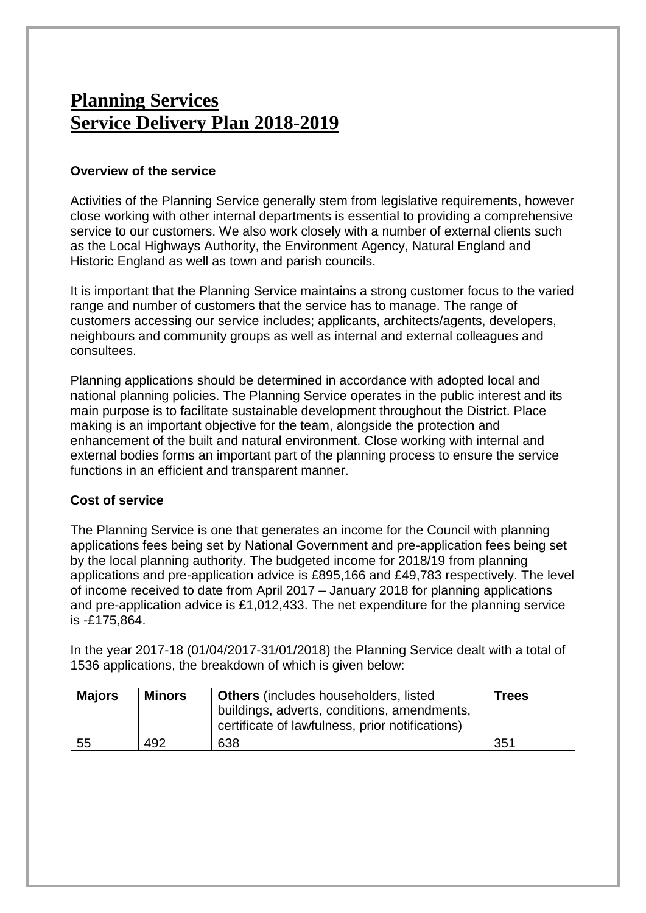# Planning Services
# Service Delivery Plan 2018-2019

**Overview of the service**

Activities of the Planning Service generally stem from legislative requirements, however close working with other internal departments is essential to providing a comprehensive service to our customers. We also work closely with a number of external clients such as the Local Highways Authority, the Environment Agency, Natural England and Historic England as well as town and parish councils.

It is important that the Planning Service maintains a strong customer focus to the varied range and number of customers that the service has to manage. The range of customers accessing our service includes; applicants, architects/agents, developers, neighbours and community groups as well as internal and external colleagues and consultees.

Planning applications should be determined in accordance with adopted local and national planning policies. The Planning Service operates in the public interest and its main purpose is to facilitate sustainable development throughout the District. Place making is an important objective for the team, alongside the protection and enhancement of the built and natural environment. Close working with internal and external bodies forms an important part of the planning process to ensure the service functions in an efficient and transparent manner.

**Cost of service**

The Planning Service is one that generates an income for the Council with planning applications fees being set by National Government and pre-application fees being set by the local planning authority. The budgeted income for 2018/19 from planning applications and pre-application advice is £895,166 and £49,783 respectively. The level of income received to date from April 2017 – January 2018 for planning applications and pre-application advice is £1,012,433. The net expenditure for the planning service is -£175,864.

In the year 2017-18 (01/04/2017-31/01/2018) the Planning Service dealt with a total of 1536 applications, the breakdown of which is given below:

| **Majors** | **Minors** | **Others** (includes householders, listed buildings, adverts, conditions, amendments, certificate of lawfulness, prior notifications) | **Trees** |
|---|---|---|---|
| 55 | 492 | 638 | 351 |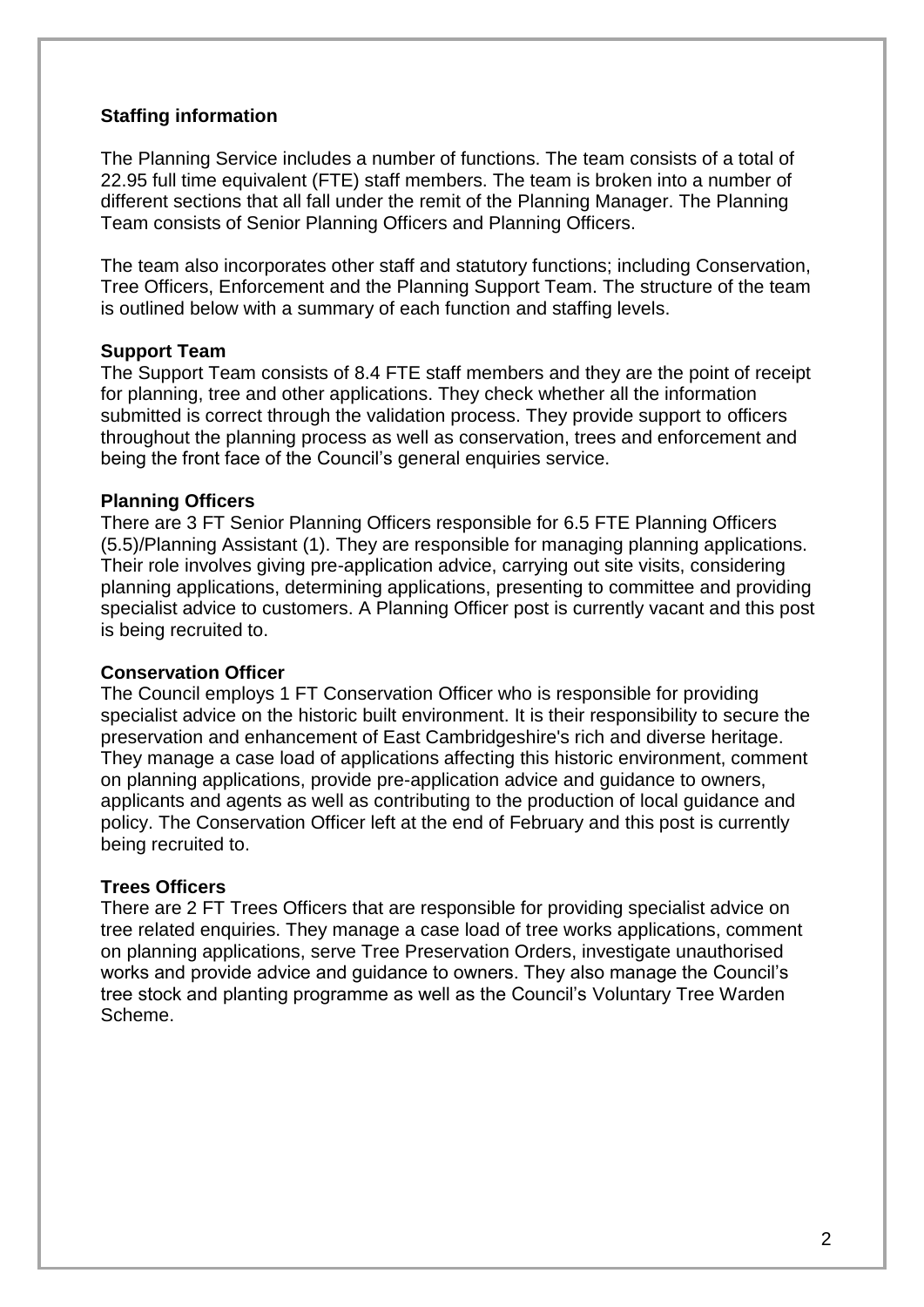## Staffing information

The Planning Service includes a number of functions. The team consists of a total of 22.95 full time equivalent (FTE) staff members. The team is broken into a number of different sections that all fall under the remit of the Planning Manager. The Planning Team consists of Senior Planning Officers and Planning Officers.

The team also incorporates other staff and statutory functions; including Conservation, Tree Officers, Enforcement and the Planning Support Team. The structure of the team is outlined below with a summary of each function and staffing levels.

### Support Team

The Support Team consists of 8.4 FTE staff members and they are the point of receipt for planning, tree and other applications. They check whether all the information submitted is correct through the validation process. They provide support to officers throughout the planning process as well as conservation, trees and enforcement and being the front face of the Council's general enquiries service.

### Planning Officers

There are 3 FT Senior Planning Officers responsible for 6.5 FTE Planning Officers (5.5)/Planning Assistant (1). They are responsible for managing planning applications. Their role involves giving pre-application advice, carrying out site visits, considering planning applications, determining applications, presenting to committee and providing specialist advice to customers. A Planning Officer post is currently vacant and this post is being recruited to.

### Conservation Officer

The Council employs 1 FT Conservation Officer who is responsible for providing specialist advice on the historic built environment. It is their responsibility to secure the preservation and enhancement of East Cambridgeshire's rich and diverse heritage. They manage a case load of applications affecting this historic environment, comment on planning applications, provide pre-application advice and guidance to owners, applicants and agents as well as contributing to the production of local guidance and policy. The Conservation Officer left at the end of February and this post is currently being recruited to.

### Trees Officers

There are 2 FT Trees Officers that are responsible for providing specialist advice on tree related enquiries. They manage a case load of tree works applications, comment on planning applications, serve Tree Preservation Orders, investigate unauthorised works and provide advice and guidance to owners. They also manage the Council's tree stock and planting programme as well as the Council's Voluntary Tree Warden Scheme.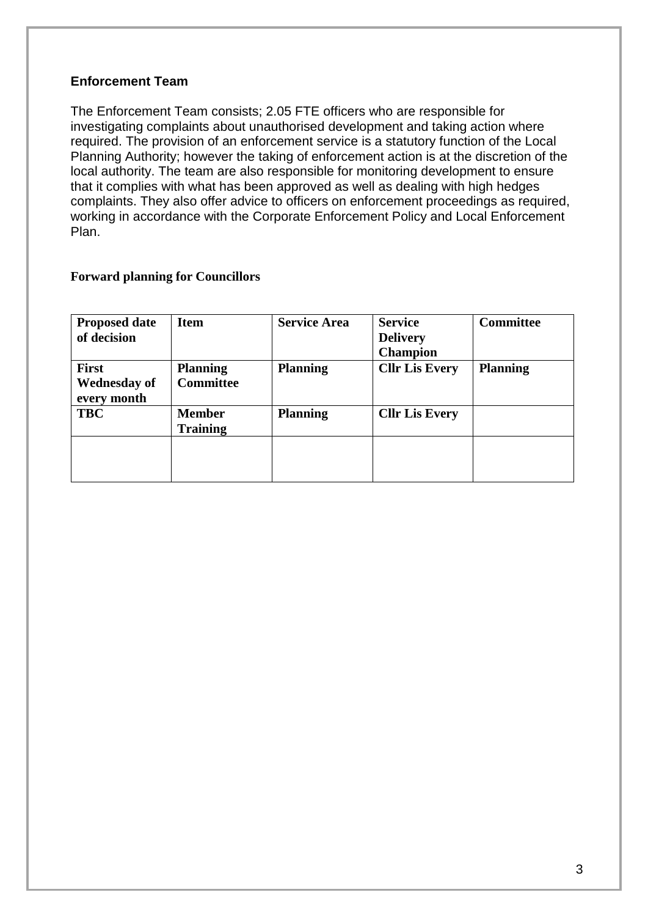### Enforcement Team

The Enforcement Team consists; 2.05 FTE officers who are responsible for investigating complaints about unauthorised development and taking action where required. The provision of an enforcement service is a statutory function of the Local Planning Authority; however the taking of enforcement action is at the discretion of the local authority. The team are also responsible for monitoring development to ensure that it complies with what has been approved as well as dealing with high hedges complaints. They also offer advice to officers on enforcement proceedings as required, working in accordance with the Corporate Enforcement Policy and Local Enforcement Plan.

### Forward planning for Councillors

| Proposed date of decision | Item | Service Area | Service Delivery Champion | Committee |
|---|---|---|---|---|
| **First Wednesday of every month** | **Planning Committee** | **Planning** | **Cllr Lis Every** | **Planning** |
| **TBC** | **Member Training** | **Planning** | **Cllr Lis Every** | |
| | | | | |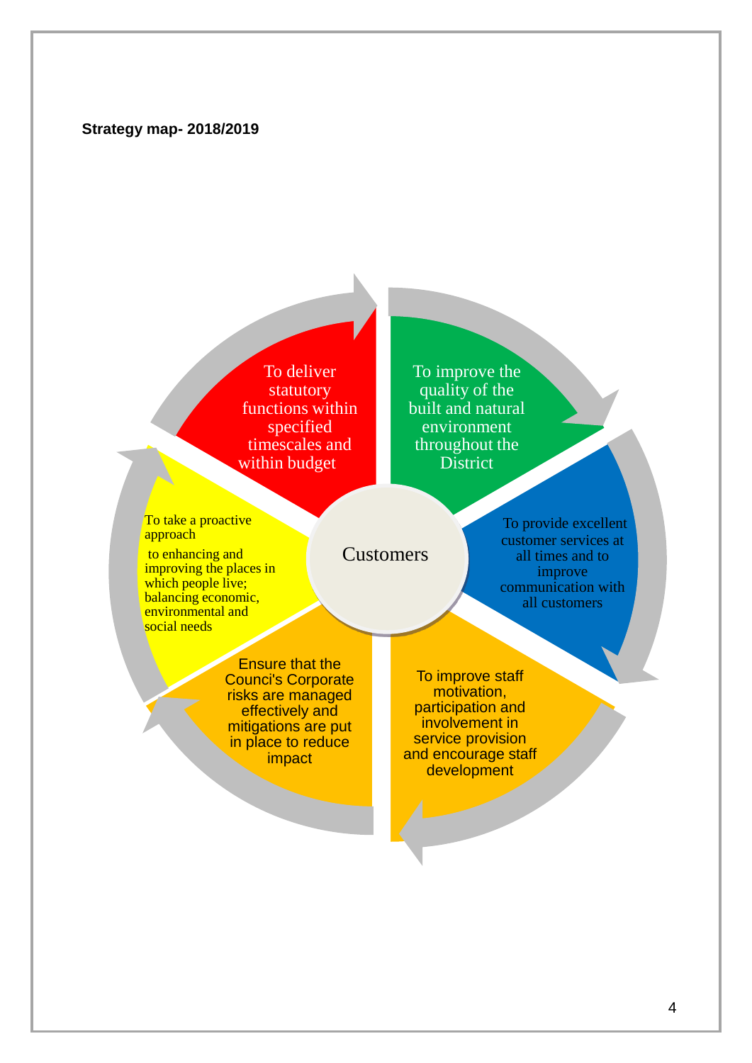**Strategy map- 2018/2019**

Customers

- To deliver statutory functions within specified timescales and within budget
- To improve the quality of the built and natural environment throughout the District
- To provide excellent customer services at all times and to improve communication with all customers
- To improve staff motivation, participation and involvement in service provision and encourage staff development
- Ensure that the Counci's Corporate risks are managed effectively and mitigations are put in place to reduce impact
- To take a proactive approach to enhancing and improving the places in which people live; balancing economic, environmental and social needs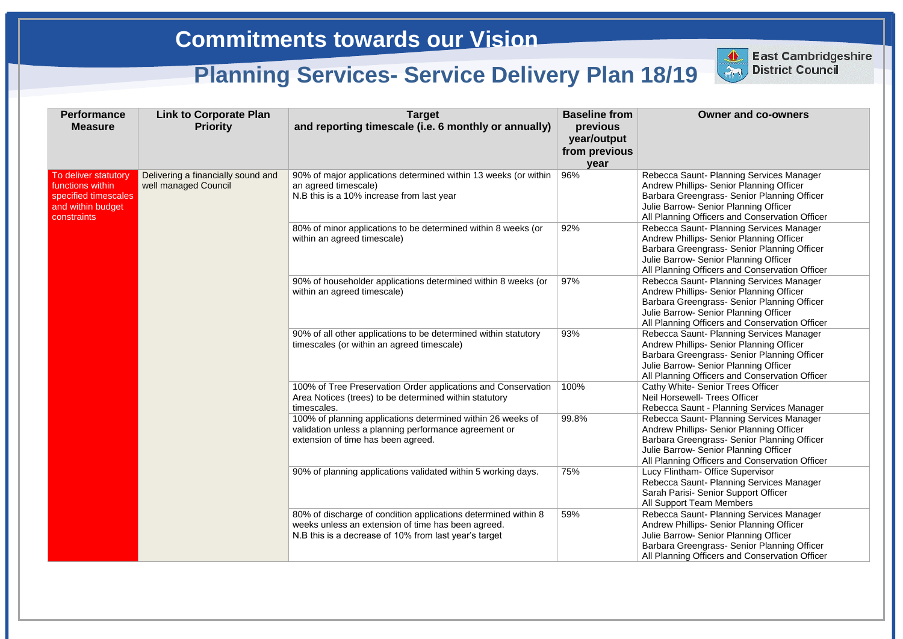# Commitments towards our Vision

## Planning Services- Service Delivery Plan 18/19

East Cambridgeshire District Council

| Performance Measure | Link to Corporate Plan Priority | Target and reporting timescale (i.e. 6 monthly or annually) | Baseline from previous year/output from previous year | Owner and co-owners |
|---|---|---|---|---|
| To deliver statutory functions within specified timescales and within budget constraints | Delivering a financially sound and well managed Council | 90% of major applications determined within 13 weeks (or within an agreed timescale)<br>N.B this is a 10% increase from last year | 96% | Rebecca Saunt- Planning Services Manager<br>Andrew Phillips- Senior Planning Officer<br>Barbara Greengrass- Senior Planning Officer<br>Julie Barrow- Senior Planning Officer<br>All Planning Officers and Conservation Officer |
| | | 80% of minor applications to be determined within 8 weeks (or within an agreed timescale) | 92% | Rebecca Saunt- Planning Services Manager<br>Andrew Phillips- Senior Planning Officer<br>Barbara Greengrass- Senior Planning Officer<br>Julie Barrow- Senior Planning Officer<br>All Planning Officers and Conservation Officer |
| | | 90% of householder applications determined within 8 weeks (or within an agreed timescale) | 97% | Rebecca Saunt- Planning Services Manager<br>Andrew Phillips- Senior Planning Officer<br>Barbara Greengrass- Senior Planning Officer<br>Julie Barrow- Senior Planning Officer<br>All Planning Officers and Conservation Officer |
| | | 90% of all other applications to be determined within statutory timescales (or within an agreed timescale) | 93% | Rebecca Saunt- Planning Services Manager<br>Andrew Phillips- Senior Planning Officer<br>Barbara Greengrass- Senior Planning Officer<br>Julie Barrow- Senior Planning Officer<br>All Planning Officers and Conservation Officer |
| | | 100% of Tree Preservation Order applications and Conservation Area Notices (trees) to be determined within statutory timescales. | 100% | Cathy White- Senior Trees Officer<br>Neil Horsewell- Trees Officer<br>Rebecca Saunt - Planning Services Manager |
| | | 100% of planning applications determined within 26 weeks of validation unless a planning performance agreement or extension of time has been agreed. | 99.8% | Rebecca Saunt- Planning Services Manager<br>Andrew Phillips- Senior Planning Officer<br>Barbara Greengrass- Senior Planning Officer<br>Julie Barrow- Senior Planning Officer<br>All Planning Officers and Conservation Officer |
| | | 90% of planning applications validated within 5 working days. | 75% | Lucy Flintham- Office Supervisor<br>Rebecca Saunt- Planning Services Manager<br>Sarah Parisi- Senior Support Officer<br>All Support Team Members |
| | | 80% of discharge of condition applications determined within 8 weeks unless an extension of time has been agreed.<br>N.B this is a decrease of 10% from last year's target | 59% | Rebecca Saunt- Planning Services Manager<br>Andrew Phillips- Senior Planning Officer<br>Julie Barrow- Senior Planning Officer<br>Barbara Greengrass- Senior Planning Officer<br>All Planning Officers and Conservation Officer |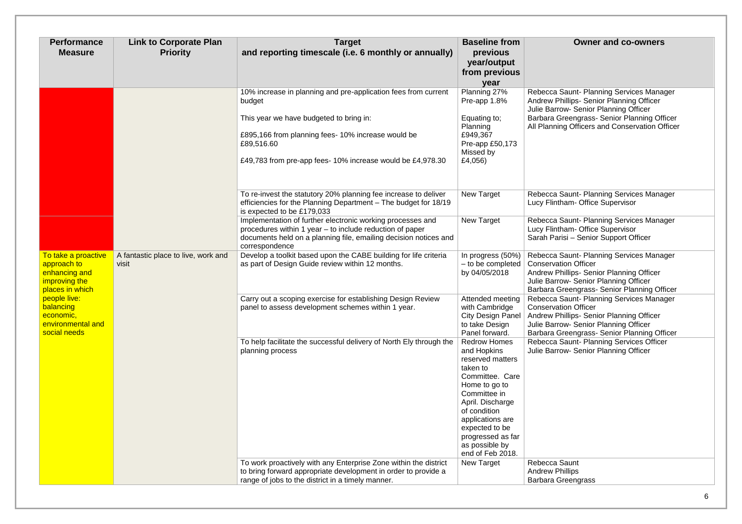| Performance Measure | Link to Corporate Plan Priority | Target and reporting timescale (i.e. 6 monthly or annually) | Baseline from previous year/output from previous year | Owner and co-owners |
|---|---|---|---|---|
| | | 10% increase in planning and pre-application fees from current budget<br><br>This year we have budgeted to bring in:<br><br>£895,166 from planning fees- 10% increase would be £89,516.60<br><br>£49,783 from pre-app fees- 10% increase would be £4,978.30 | Planning 27%<br>Pre-app 1.8%<br><br>Equating to;<br>Planning £949,367<br>Pre-app £50,173<br>Missed by £4,056) | Rebecca Saunt- Planning Services Manager<br>Andrew Phillips- Senior Planning Officer<br>Julie Barrow- Senior Planning Officer<br>Barbara Greengrass- Senior Planning Officer<br>All Planning Officers and Conservation Officer |
| | | To re-invest the statutory 20% planning fee increase to deliver efficiencies for the Planning Department – The budget for 18/19 is expected to be £179,033 | New Target | Rebecca Saunt- Planning Services Manager<br>Lucy Flintham- Office Supervisor |
| | | Implementation of further electronic working processes and procedures within 1 year – to include reduction of paper documents held on a planning file, emailing decision notices and correspondence | New Target | Rebecca Saunt- Planning Services Manager<br>Lucy Flintham- Office Supervisor<br>Sarah Parisi – Senior Support Officer |
| To take a proactive approach to enhancing and improving the places in which people live: balancing economic, environmental and social needs | A fantastic place to live, work and visit | Develop a toolkit based upon the CABE building for life criteria as part of Design Guide review within 12 months. | In progress (50%) – to be completed by 04/05/2018 | Rebecca Saunt- Planning Services Manager<br>Conservation Officer<br>Andrew Phillips- Senior Planning Officer<br>Julie Barrow- Senior Planning Officer<br>Barbara Greengrass- Senior Planning Officer |
| | | Carry out a scoping exercise for establishing Design Review panel to assess development schemes within 1 year. | Attended meeting with Cambridge City Design Panel to take Design Panel forward. | Rebecca Saunt- Planning Services Manager<br>Conservation Officer<br>Andrew Phillips- Senior Planning Officer<br>Julie Barrow- Senior Planning Officer<br>Barbara Greengrass- Senior Planning Officer |
| | | To help facilitate the successful delivery of North Ely through the planning process | Redrow Homes and Hopkins reserved matters taken to Committee. Care Home to go to Committee in April. Discharge of condition applications are expected to be progressed as far as possible by end of Feb 2018. | Rebecca Saunt- Planning Services Officer<br>Julie Barrow- Senior Planning Officer |
| | | To work proactively with any Enterprise Zone within the district to bring forward appropriate development in order to provide a range of jobs to the district in a timely manner. | New Target | Rebecca Saunt<br>Andrew Phillips<br>Barbara Greengrass |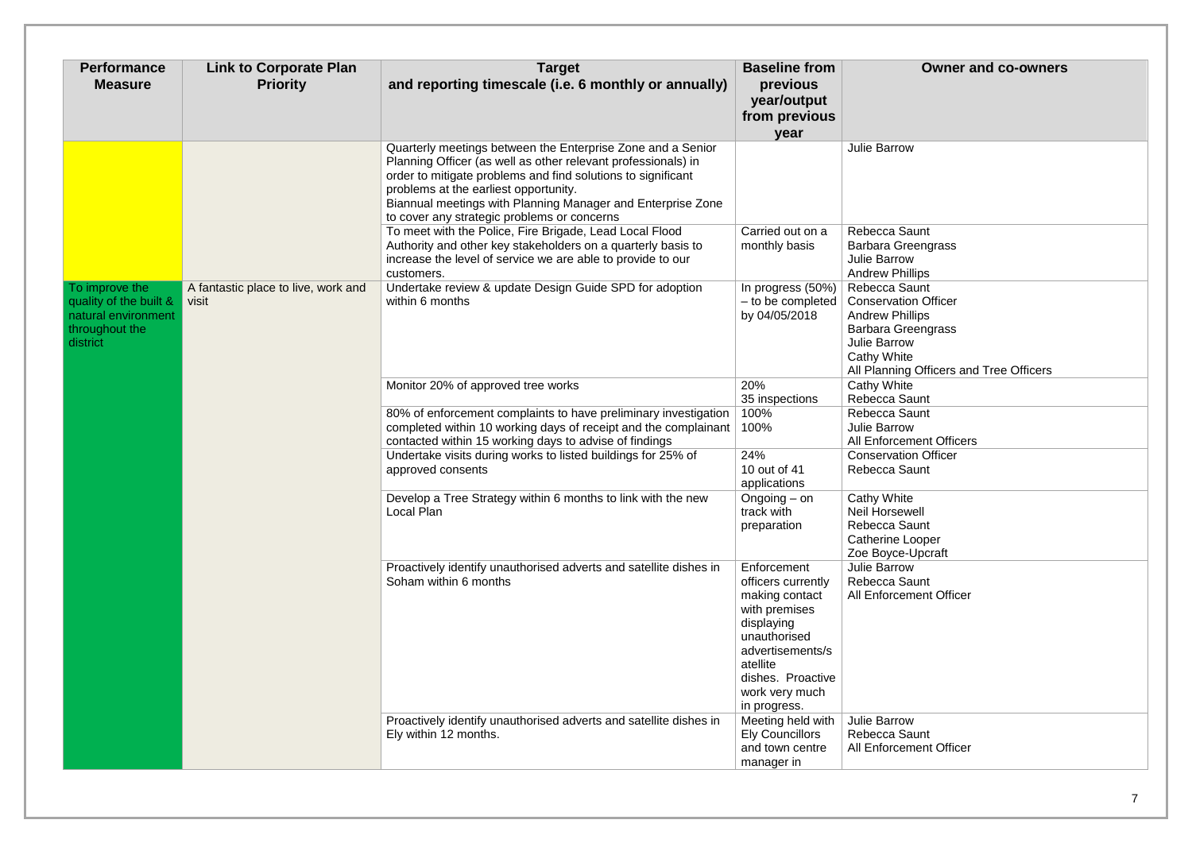| Performance Measure | Link to Corporate Plan Priority | Target and reporting timescale (i.e. 6 monthly or annually) | Baseline from previous year/output from previous year | Owner and co-owners |
|---|---|---|---|---|
| | | Quarterly meetings between the Enterprise Zone and a Senior Planning Officer (as well as other relevant professionals) in order to mitigate problems and find solutions to significant problems at the earliest opportunity.<br>Biannual meetings with Planning Manager and Enterprise Zone to cover any strategic problems or concerns | | Julie Barrow |
| | | To meet with the Police, Fire Brigade, Lead Local Flood Authority and other key stakeholders on a quarterly basis to increase the level of service we are able to provide to our customers. | Carried out on a monthly basis | Rebecca Saunt<br>Barbara Greengrass<br>Julie Barrow<br>Andrew Phillips |
| To improve the quality of the built & natural environment throughout the district | A fantastic place to live, work and visit | Undertake review & update Design Guide SPD for adoption within 6 months | In progress (50%) – to be completed by 04/05/2018 | Rebecca Saunt<br>Conservation Officer<br>Andrew Phillips<br>Barbara Greengrass<br>Julie Barrow<br>Cathy White<br>All Planning Officers and Tree Officers |
| | | Monitor 20% of approved tree works | 20%<br>35 inspections | Cathy White<br>Rebecca Saunt |
| | | 80% of enforcement complaints to have preliminary investigation completed within 10 working days of receipt and the complainant contacted within 15 working days to advise of findings | 100%<br>100% | Rebecca Saunt<br>Julie Barrow<br>All Enforcement Officers |
| | | Undertake visits during works to listed buildings for 25% of approved consents | 24%<br>10 out of 41 applications | Conservation Officer<br>Rebecca Saunt |
| | | Develop a Tree Strategy within 6 months to link with the new Local Plan | Ongoing – on track with preparation | Cathy White<br>Neil Horsewell<br>Rebecca Saunt<br>Catherine Looper<br>Zoe Boyce-Upcraft |
| | | Proactively identify unauthorised adverts and satellite dishes in Soham within 6 months | Enforcement officers currently making contact with premises displaying unauthorised advertisements/satellite dishes. Proactive work very much in progress. | Julie Barrow<br>Rebecca Saunt<br>All Enforcement Officer |
| | | Proactively identify unauthorised adverts and satellite dishes in Ely within 12 months. | Meeting held with Ely Councillors and town centre manager in | Julie Barrow<br>Rebecca Saunt<br>All Enforcement Officer |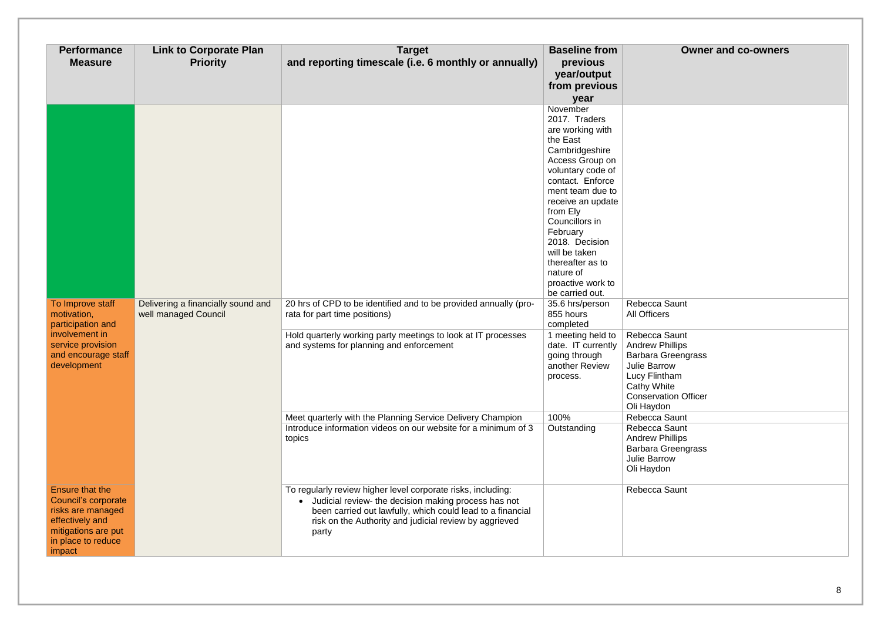| Performance Measure | Link to Corporate Plan Priority | Target and reporting timescale (i.e. 6 monthly or annually) | Baseline from previous year/output from previous year | Owner and co-owners |
|---|---|---|---|---|
| | | | November 2017. Traders are working with the East Cambridgeshire Access Group on voluntary code of contact. Enforcement team due to receive an update from Ely Councillors in February 2018. Decision will be taken thereafter as to nature of proactive work to be carried out. | |
| To Improve staff motivation, participation and involvement in service provision and encourage staff development | Delivering a financially sound and well managed Council | 20 hrs of CPD to be identified and to be provided annually (pro-rata for part time positions) | 35.6 hrs/person 855 hours completed | Rebecca Saunt<br>All Officers |
| | | Hold quarterly working party meetings to look at IT processes and systems for planning and enforcement | 1 meeting held to date. IT currently going through another Review process. | Rebecca Saunt<br>Andrew Phillips<br>Barbara Greengrass<br>Julie Barrow<br>Lucy Flintham<br>Cathy White<br>Conservation Officer<br>Oli Haydon |
| | | Meet quarterly with the Planning Service Delivery Champion | 100% | Rebecca Saunt |
| | | Introduce information videos on our website for a minimum of 3 topics | Outstanding | Rebecca Saunt<br>Andrew Phillips<br>Barbara Greengrass<br>Julie Barrow<br>Oli Haydon |
| Ensure that the Council's corporate risks are managed effectively and mitigations are put in place to reduce impact | | To regularly review higher level corporate risks, including:<br>• Judicial review- the decision making process has not been carried out lawfully, which could lead to a financial risk on the Authority and judicial review by aggrieved party | | Rebecca Saunt |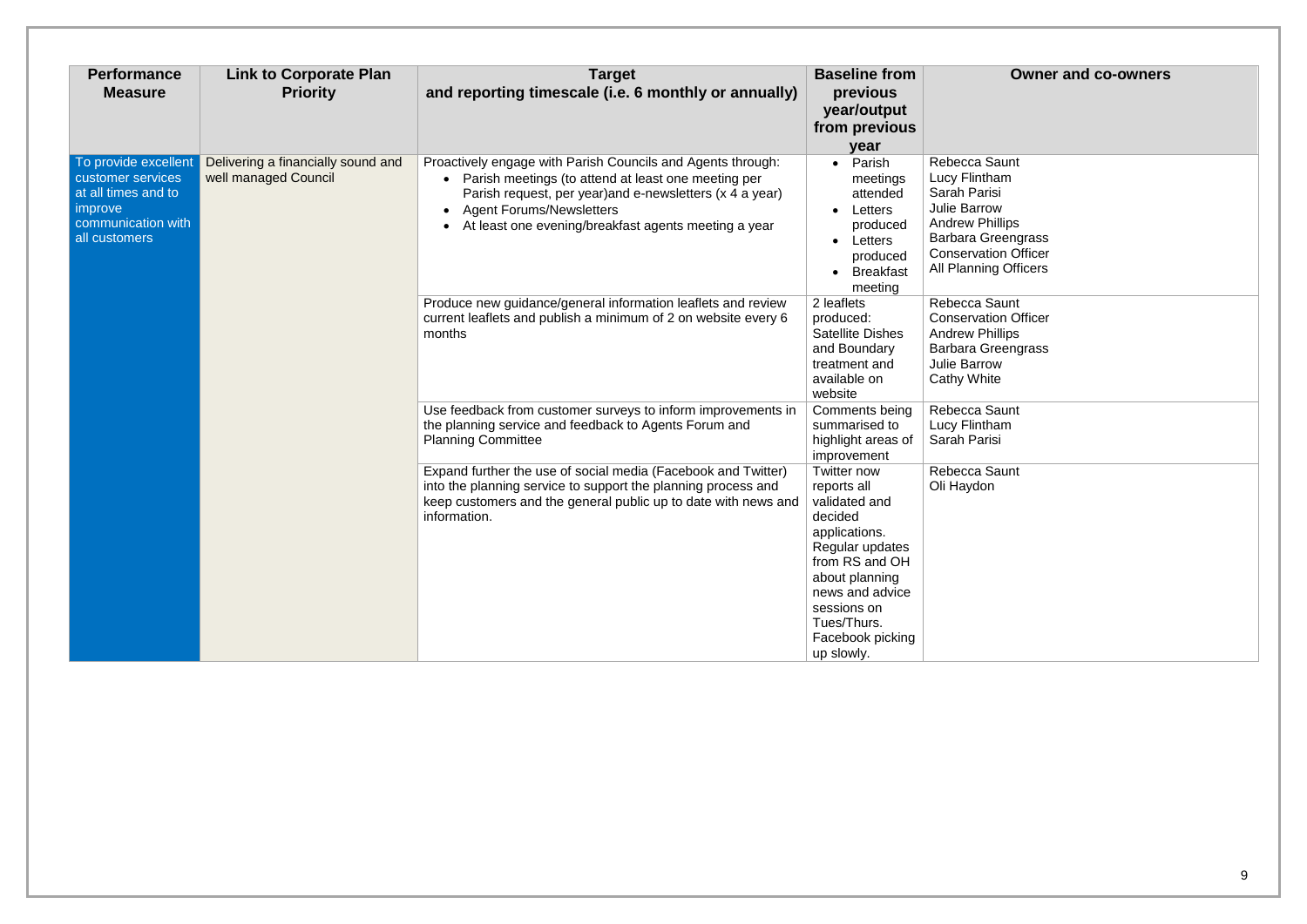| Performance Measure | Link to Corporate Plan Priority | Target and reporting timescale (i.e. 6 monthly or annually) | Baseline from previous year/output from previous year | Owner and co-owners |
|---|---|---|---|---|
| To provide excellent customer services at all times and to improve communication with all customers | Delivering a financially sound and well managed Council | Proactively engage with Parish Councils and Agents through:<br>• Parish meetings (to attend at least one meeting per Parish request, per year)and e-newsletters (x 4 a year)<br>• Agent Forums/Newsletters<br>• At least one evening/breakfast agents meeting a year | • Parish meetings attended<br>• Letters produced<br>• Letters produced<br>• Breakfast meeting | Rebecca Saunt<br>Lucy Flintham<br>Sarah Parisi<br>Julie Barrow<br>Andrew Phillips<br>Barbara Greengrass<br>Conservation Officer<br>All Planning Officers |
| | | Produce new guidance/general information leaflets and review current leaflets and publish a minimum of 2 on website every 6 months | 2 leaflets produced: Satellite Dishes and Boundary treatment and available on website | Rebecca Saunt<br>Conservation Officer<br>Andrew Phillips<br>Barbara Greengrass<br>Julie Barrow<br>Cathy White |
| | | Use feedback from customer surveys to inform improvements in the planning service and feedback to Agents Forum and Planning Committee | Comments being summarised to highlight areas of improvement | Rebecca Saunt<br>Lucy Flintham<br>Sarah Parisi |
| | | Expand further the use of social media (Facebook and Twitter) into the planning service to support the planning process and keep customers and the general public up to date with news and information. | Twitter now reports all validated and decided applications. Regular updates from RS and OH about planning news and advice sessions on Tues/Thurs. Facebook picking up slowly. | Rebecca Saunt<br>Oli Haydon |